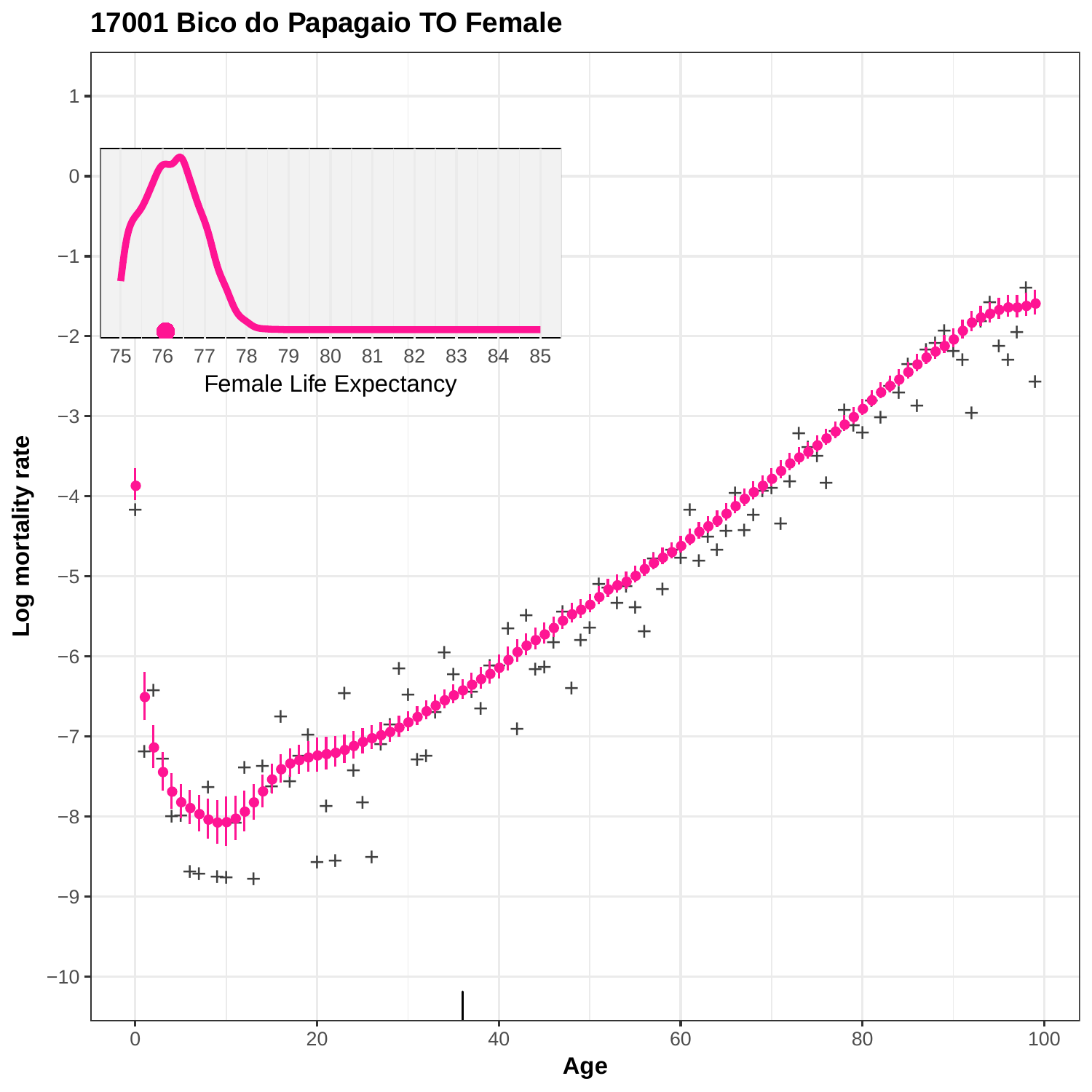# 17001 Bico do Papagaio TO Female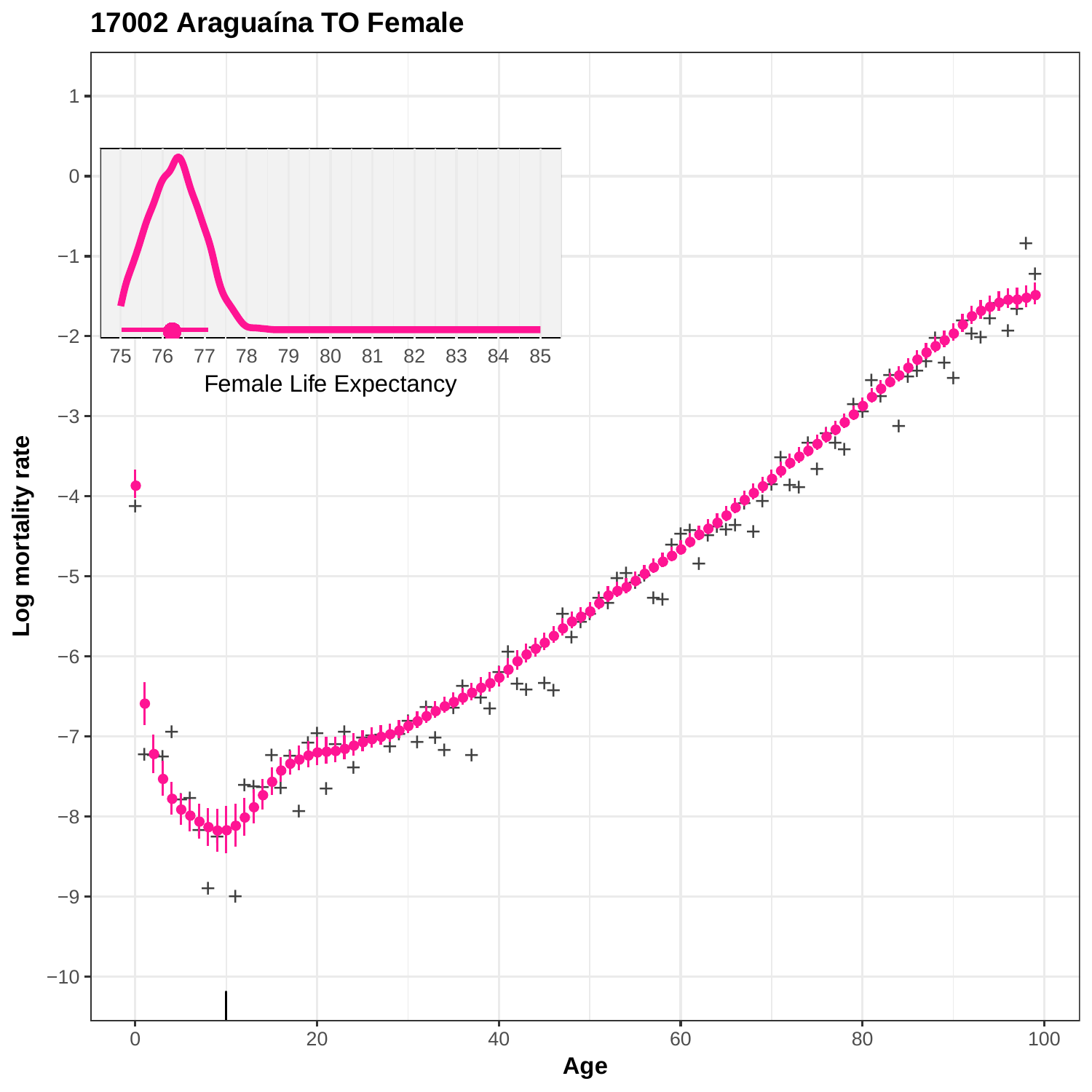# 17002 Araguaína TO Female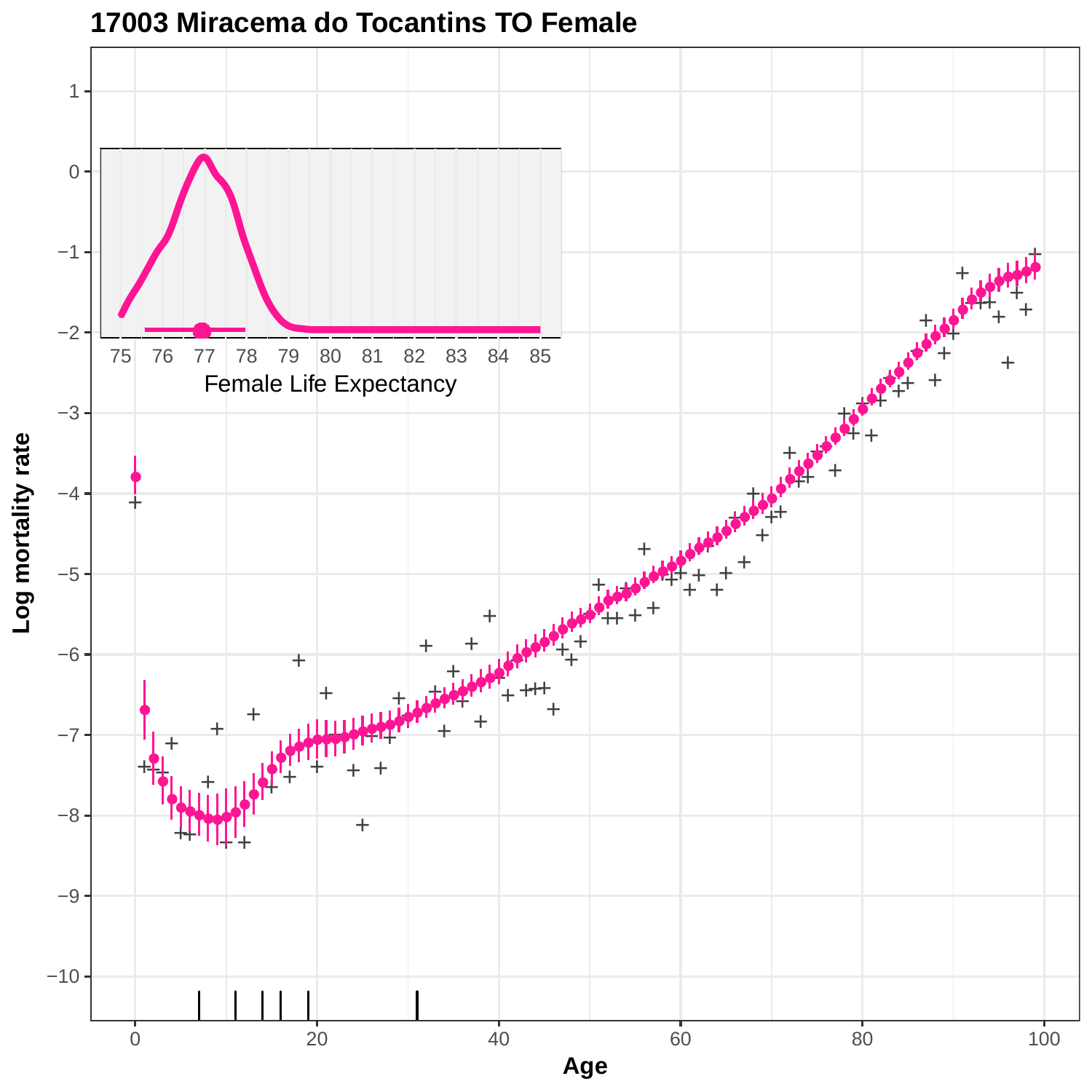# 17003 Miracema do Tocantins TO Female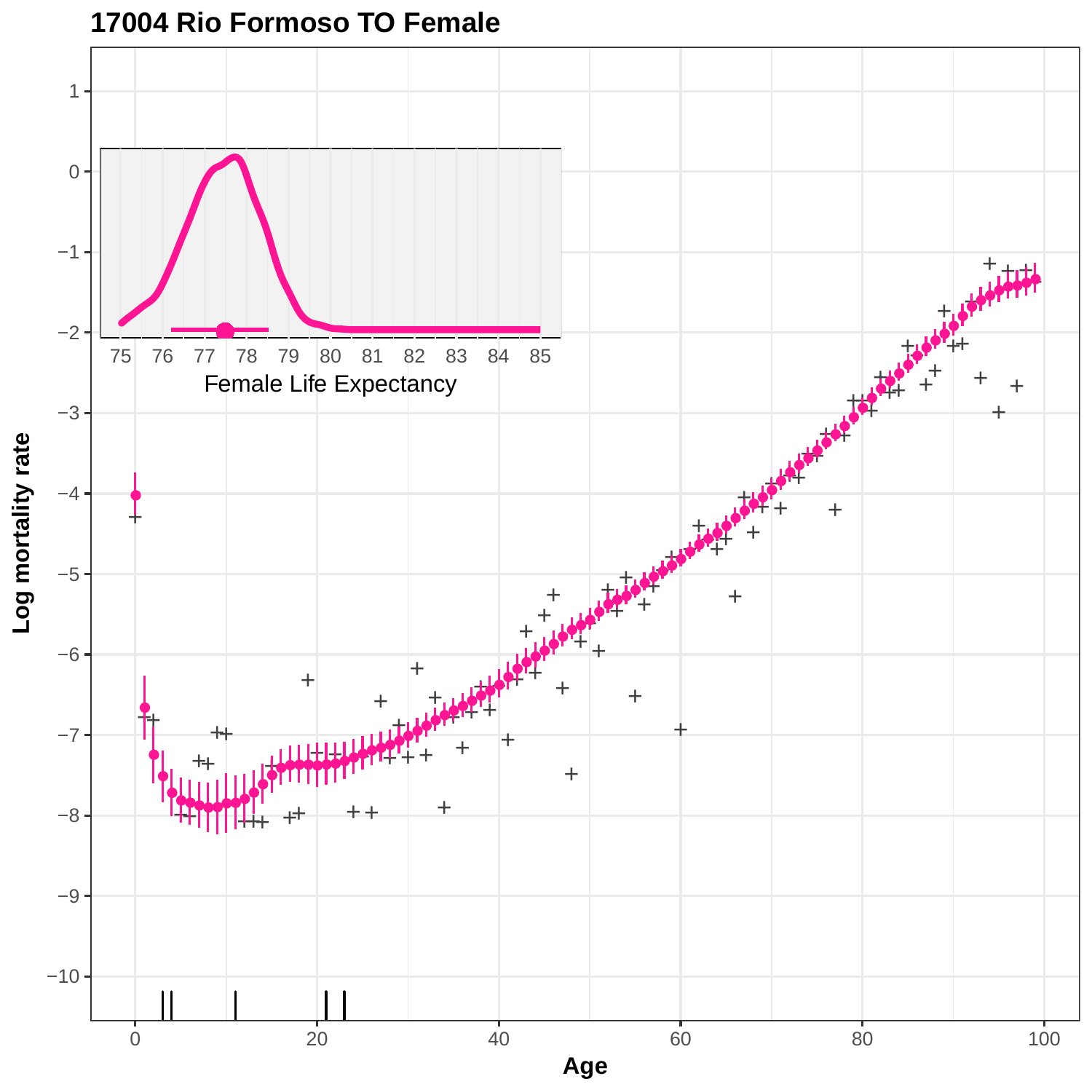# 17004 Rio Formoso TO Female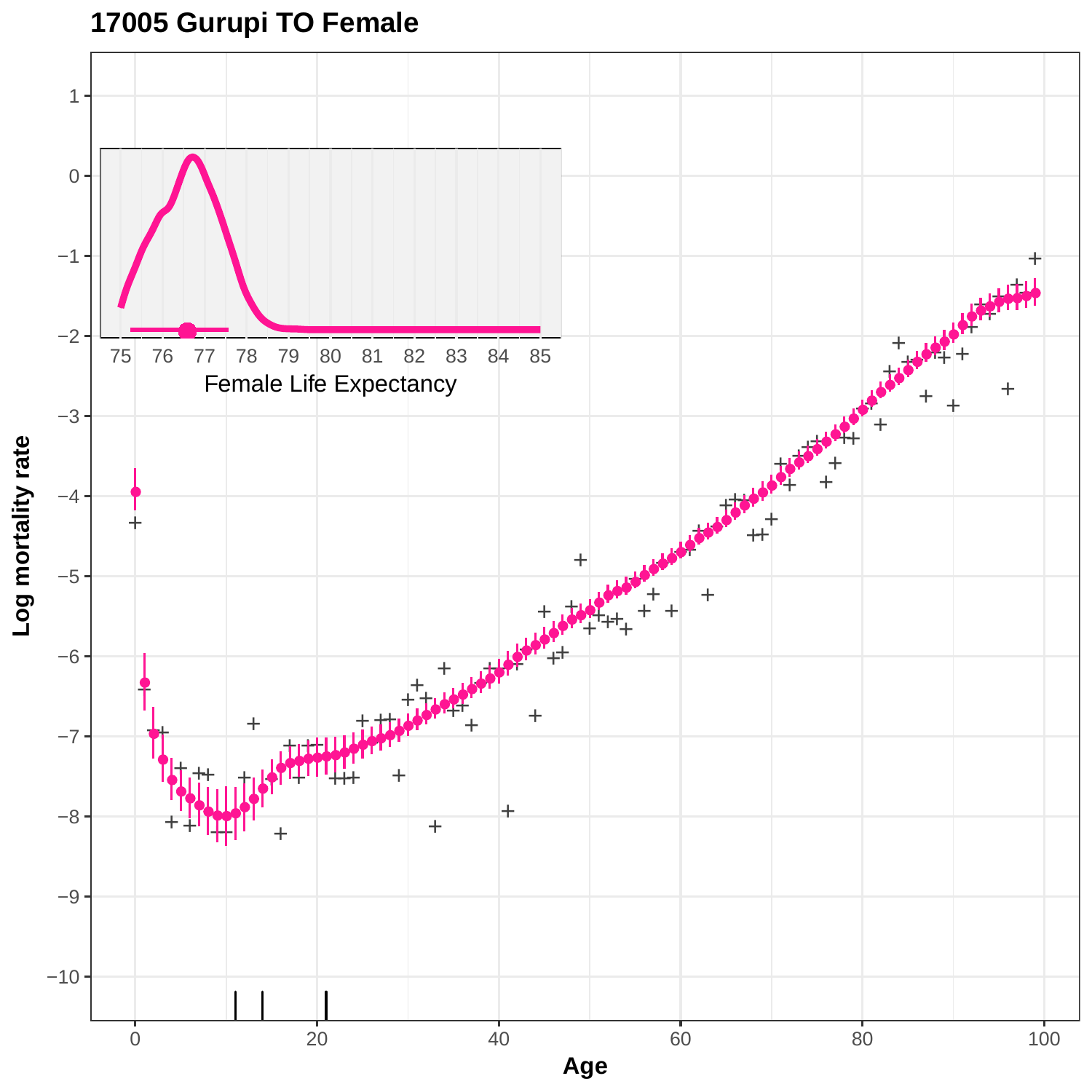# 17005 Gurupi TO Female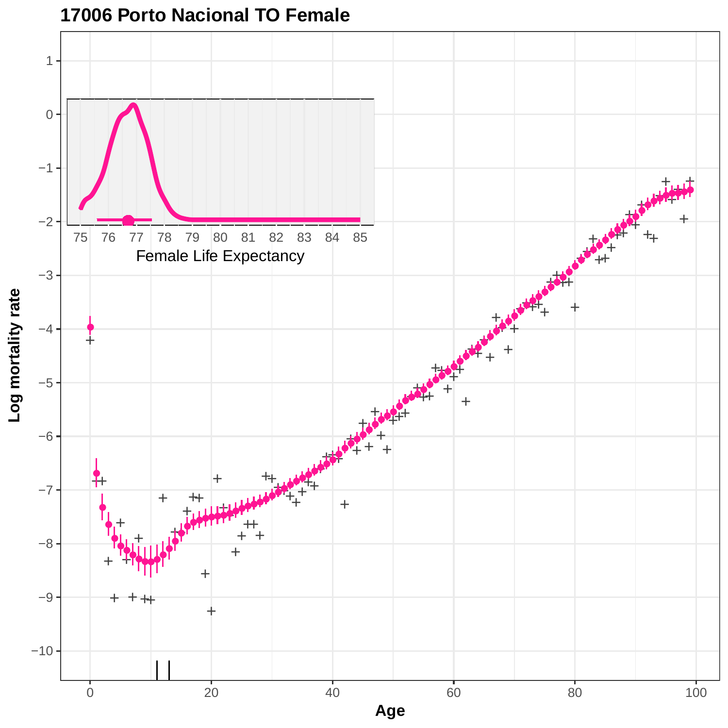# 17006 Porto Nacional TO Female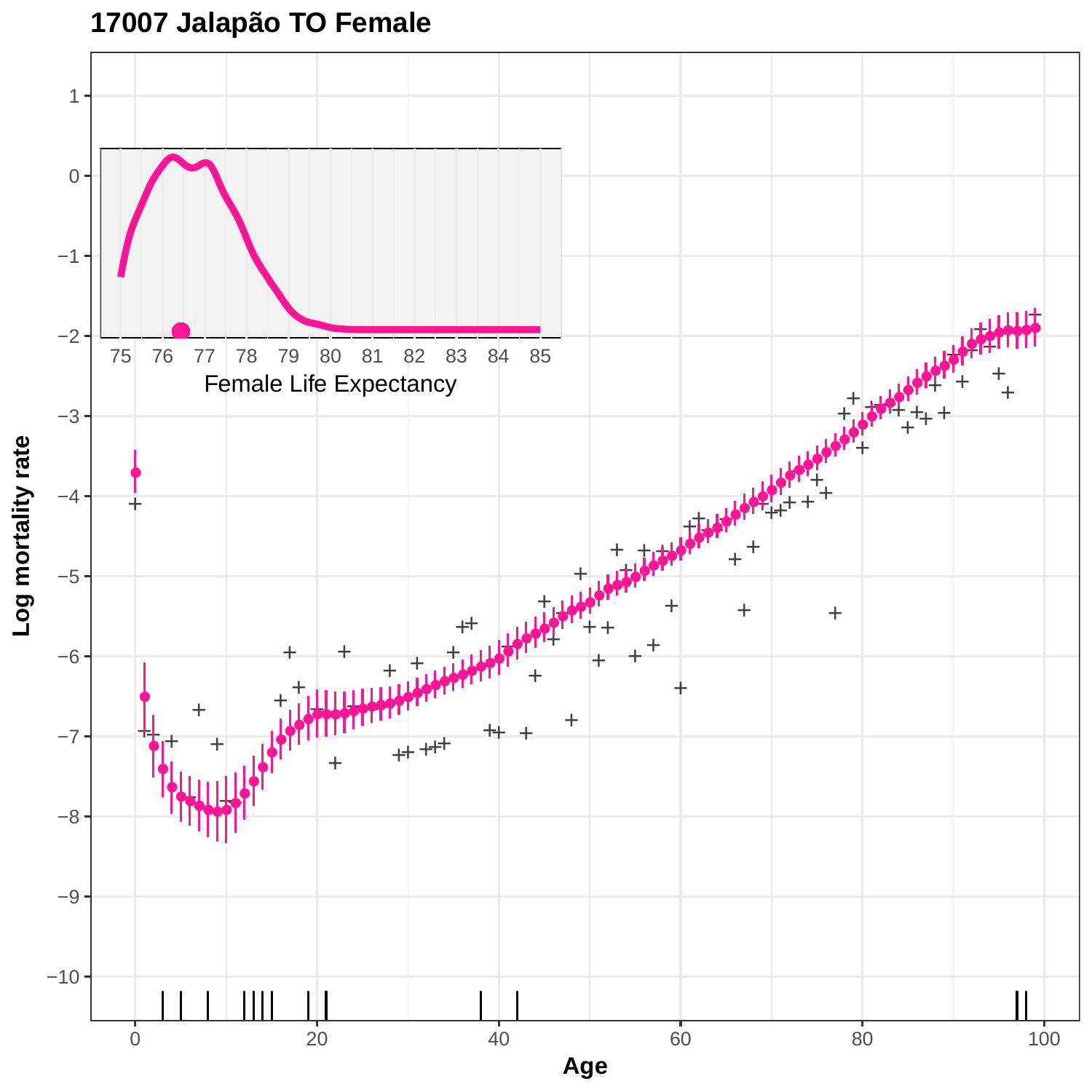# 17007 Jalapão TO Female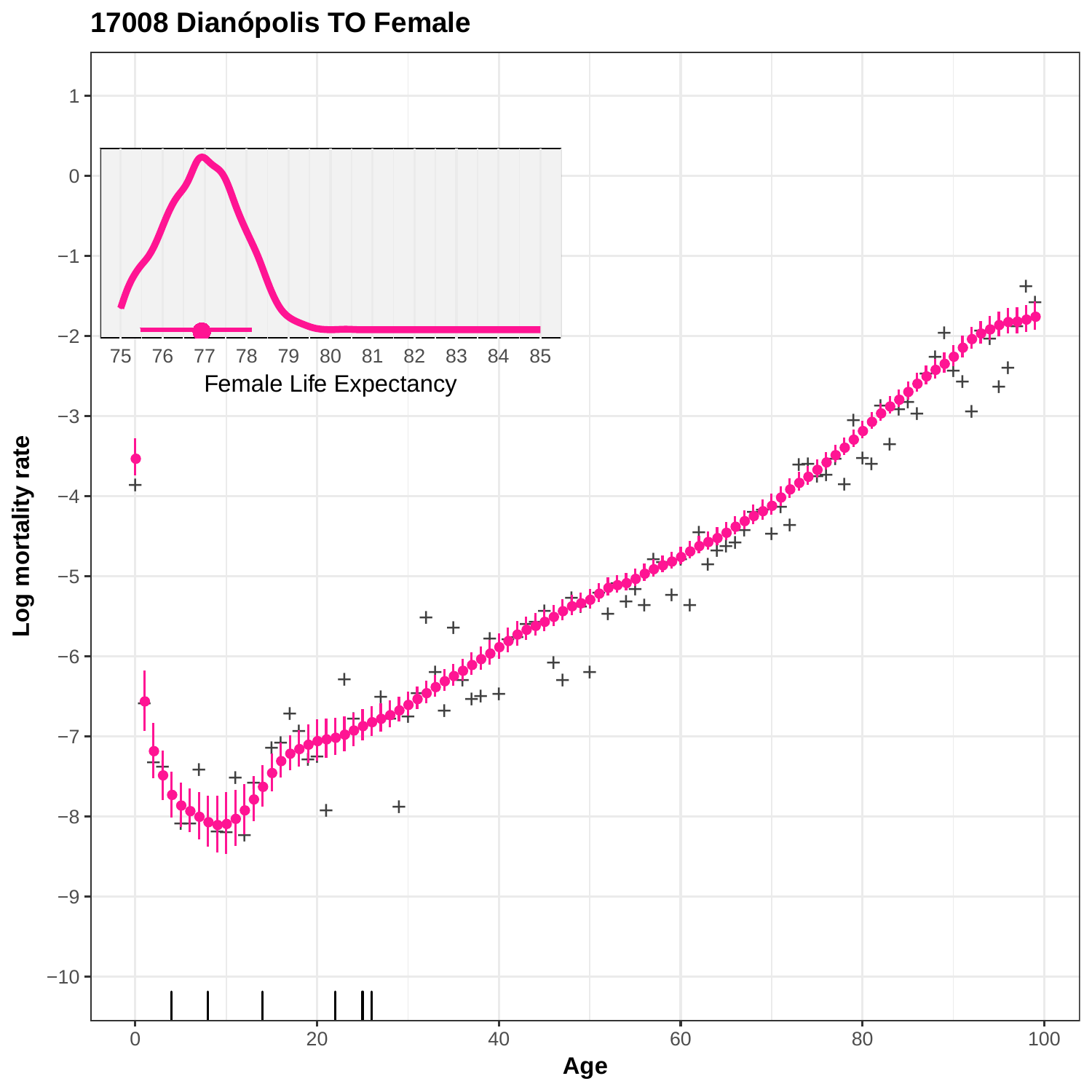# 17008 Dianópolis TO Female

1
0
-1
-2
-3
-4
-5
-6
-7
-8
-9
-10

Log mortality rate

0
20
40
60
80
100

Age

75
76
77
78
79
80
81
82
83
84
85

Female Life Expectancy